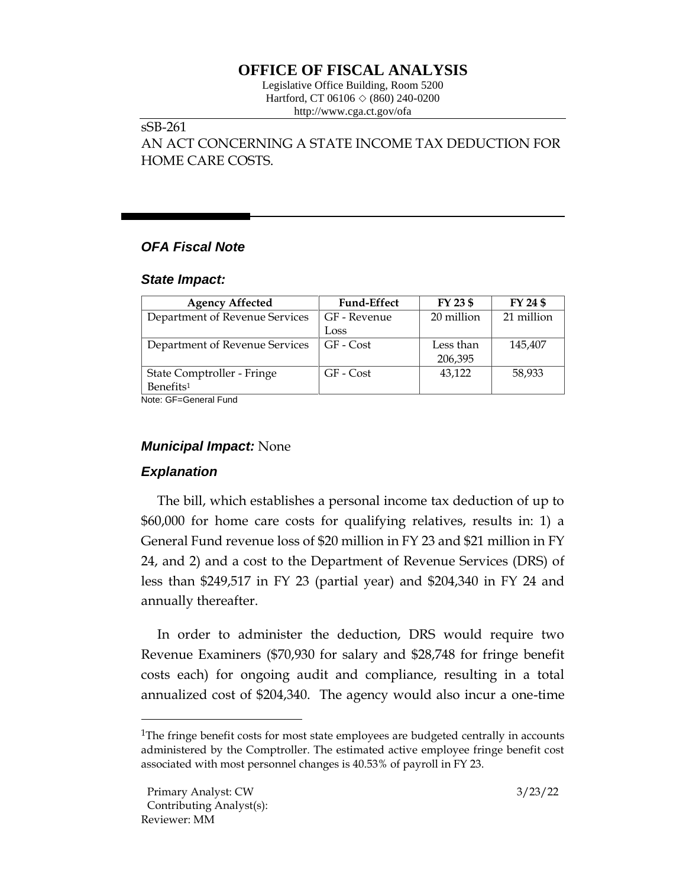# OFFICE OF FISCAL ANALYSIS

Legislative Office Building, Room 5200
Hartford, CT 06106 ◇ (860) 240-0200
http://www.cga.ct.gov/ofa

sSB-261
AN ACT CONCERNING A STATE INCOME TAX DEDUCTION FOR HOME CARE COSTS.

## *OFA Fiscal Note*

### *State Impact:*

| Agency Affected | Fund-Effect | FY 23 $ | FY 24 $ |
|---|---|---|---|
| Department of Revenue Services | GF - Revenue Loss | 20 million | 21 million |
| Department of Revenue Services | GF - Cost | Less than 206,395 | 145,407 |
| State Comptroller - Fringe Benefits[1] | GF - Cost | 43,122 | 58,933 |

Note: GF=General Fund

### *Municipal Impact:* None

### *Explanation*

The bill, which establishes a personal income tax deduction of up to $60,000 for home care costs for qualifying relatives, results in: 1) a General Fund revenue loss of $20 million in FY 23 and $21 million in FY 24, and 2) and a cost to the Department of Revenue Services (DRS) of less than $249,517 in FY 23 (partial year) and $204,340 in FY 24 and annually thereafter.

In order to administer the deduction, DRS would require two Revenue Examiners ($70,930 for salary and $28,748 for fringe benefit costs each) for ongoing audit and compliance, resulting in a total annualized cost of $204,340. The agency would also incur a one-time

[1]The fringe benefit costs for most state employees are budgeted centrally in accounts administered by the Comptroller. The estimated active employee fringe benefit cost associated with most personnel changes is 40.53% of payroll in FY 23.

Primary Analyst: CW
Contributing Analyst(s):
Reviewer: MM

3/23/22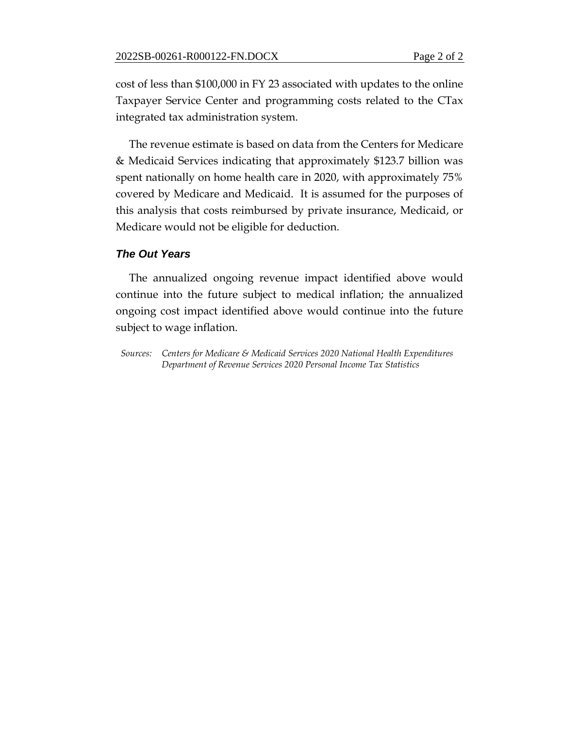cost of less than $100,000 in FY 23 associated with updates to the online Taxpayer Service Center and programming costs related to the CTax integrated tax administration system.

The revenue estimate is based on data from the Centers for Medicare & Medicaid Services indicating that approximately $123.7 billion was spent nationally on home health care in 2020, with approximately 75% covered by Medicare and Medicaid. It is assumed for the purposes of this analysis that costs reimbursed by private insurance, Medicaid, or Medicare would not be eligible for deduction.

### *The Out Years*

The annualized ongoing revenue impact identified above would continue into the future subject to medical inflation; the annualized ongoing cost impact identified above would continue into the future subject to wage inflation.

*Sources: Centers for Medicare & Medicaid Services 2020 National Health Expenditures*
*Department of Revenue Services 2020 Personal Income Tax Statistics*